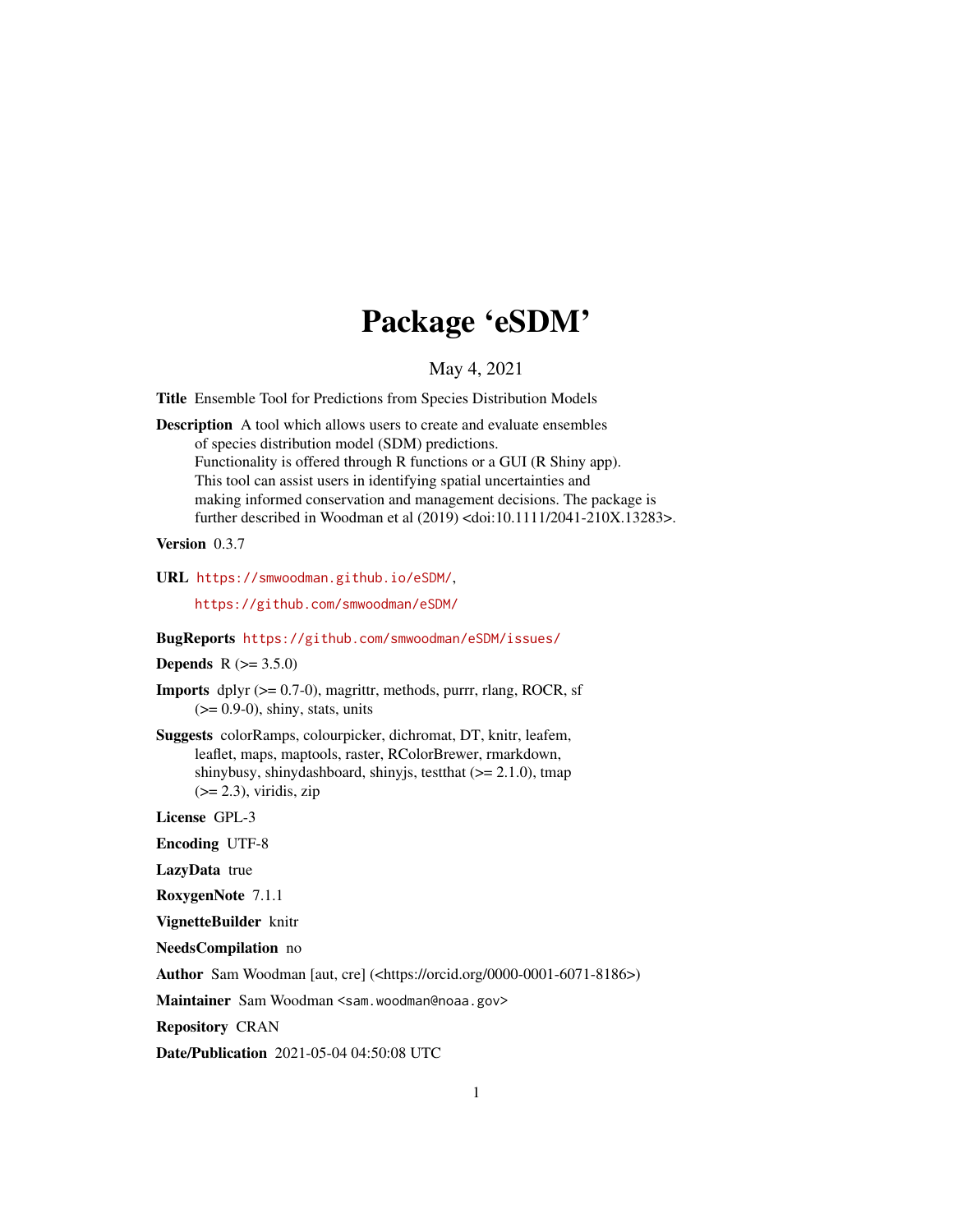# Package 'eSDM'

May 4, 2021

**Title** Ensemble Tool for Predictions from Species Distribution Models

**Description** A tool which allows users to create and evaluate ensembles of species distribution model (SDM) predictions. Functionality is offered through R functions or a GUI (R Shiny app). This tool can assist users in identifying spatial uncertainties and making informed conservation and management decisions. The package is further described in Woodman et al (2019) <doi:10.1111/2041-210X.13283>.

**Version** 0.3.7

**URL** https://smwoodman.github.io/eSDM/, https://github.com/smwoodman/eSDM/

**BugReports** https://github.com/smwoodman/eSDM/issues/

**Depends** R (>= 3.5.0)

**Imports** dplyr (>= 0.7-0), magrittr, methods, purrr, rlang, ROCR, sf (>= 0.9-0), shiny, stats, units

**Suggests** colorRamps, colourpicker, dichromat, DT, knitr, leafem, leaflet, maps, maptools, raster, RColorBrewer, rmarkdown, shinybusy, shinydashboard, shinyjs, testthat (>= 2.1.0), tmap (>= 2.3), viridis, zip

**License** GPL-3

**Encoding** UTF-8

**LazyData** true

**RoxygenNote** 7.1.1

**VignetteBuilder** knitr

**NeedsCompilation** no

**Author** Sam Woodman [aut, cre] (<https://orcid.org/0000-0001-6071-8186>)

**Maintainer** Sam Woodman <sam.woodman@noaa.gov>

**Repository** CRAN

**Date/Publication** 2021-05-04 04:50:08 UTC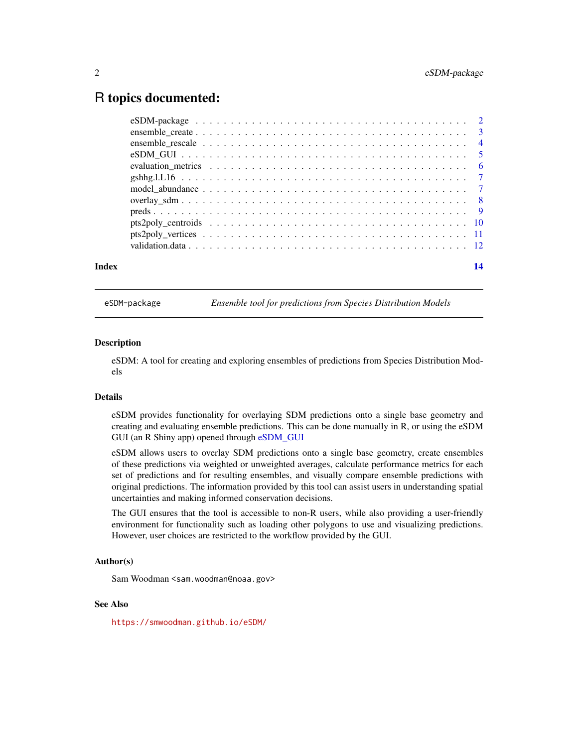# R topics documented:

| | |
|---|---|
| eSDM-package | 2 |
| ensemble_create | 3 |
| ensemble_rescale | 4 |
| eSDM_GUI | 5 |
| evaluation_metrics | 6 |
| gshhg.l.L16 | 7 |
| model_abundance | 7 |
| overlay_sdm | 8 |
| preds | 9 |
| pts2poly_centroids | 10 |
| pts2poly_vertices | 11 |
| validation.data | 12 |
| **Index** | **14** |

---

`eSDM-package` *Ensemble tool for predictions from Species Distribution Models*

---

## Description

eSDM: A tool for creating and exploring ensembles of predictions from Species Distribution Models

## Details

eSDM provides functionality for overlaying SDM predictions onto a single base geometry and creating and evaluating ensemble predictions. This can be done manually in R, or using the eSDM GUI (an R Shiny app) opened through eSDM_GUI

eSDM allows users to overlay SDM predictions onto a single base geometry, create ensembles of these predictions via weighted or unweighted averages, calculate performance metrics for each set of predictions and for resulting ensembles, and visually compare ensemble predictions with original predictions. The information provided by this tool can assist users in understanding spatial uncertainties and making informed conservation decisions.

The GUI ensures that the tool is accessible to non-R users, while also providing a user-friendly environment for functionality such as loading other polygons to use and visualizing predictions. However, user choices are restricted to the workflow provided by the GUI.

## Author(s)

Sam Woodman <sam.woodman@noaa.gov>

## See Also

https://smwoodman.github.io/eSDM/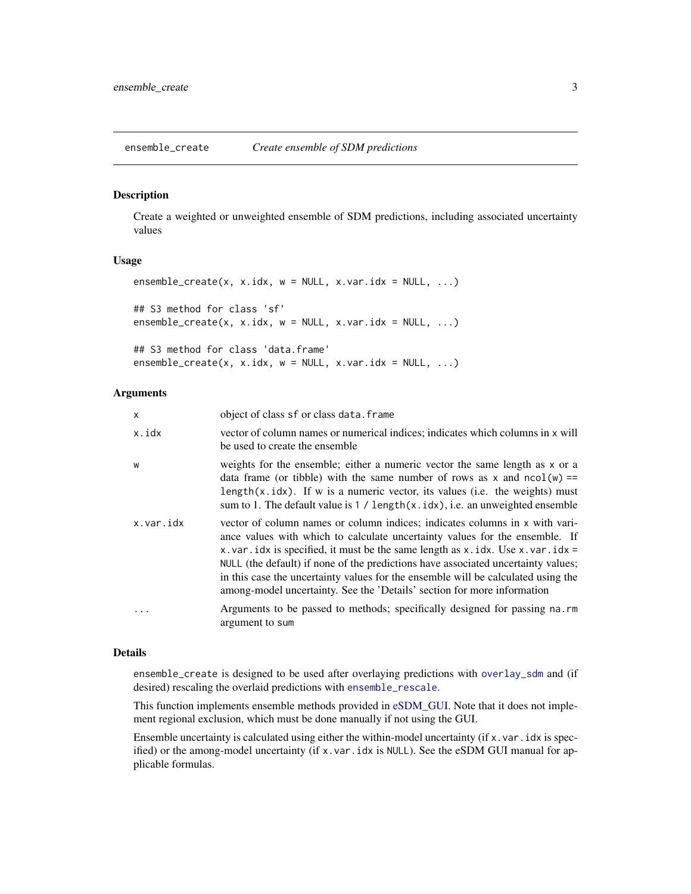## ensemble_create — *Create ensemble of SDM predictions*

### Description

Create a weighted or unweighted ensemble of SDM predictions, including associated uncertainty values

### Usage

```
ensemble_create(x, x.idx, w = NULL, x.var.idx = NULL, ...)

## S3 method for class 'sf'
ensemble_create(x, x.idx, w = NULL, x.var.idx = NULL, ...)

## S3 method for class 'data.frame'
ensemble_create(x, x.idx, w = NULL, x.var.idx = NULL, ...)
```

### Arguments

| | |
|---|---|
| `x` | object of class `sf` or class `data.frame` |
| `x.idx` | vector of column names or numerical indices; indicates which columns in `x` will be used to create the ensemble |
| `w` | weights for the ensemble; either a numeric vector the same length as `x` or a data frame (or tibble) with the same number of rows as `x` and `ncol(w) == length(x.idx)`. If w is a numeric vector, its values (i.e. the weights) must sum to 1. The default value is `1 / length(x.idx)`, i.e. an unweighted ensemble |
| `x.var.idx` | vector of column names or column indices; indicates columns in `x` with variance values with which to calculate uncertainty values for the ensemble. If `x.var.idx` is specified, it must be the same length as `x.idx`. Use `x.var.idx = NULL` (the default) if none of the predictions have associated uncertainty values; in this case the uncertainty values for the ensemble will be calculated using the among-model uncertainty. See the 'Details' section for more information |
| `...` | Arguments to be passed to methods; specifically designed for passing `na.rm` argument to `sum` |

### Details

`ensemble_create` is designed to be used after overlaying predictions with `overlay_sdm` and (if desired) rescaling the overlaid predictions with `ensemble_rescale`.

This function implements ensemble methods provided in eSDM_GUI. Note that it does not implement regional exclusion, which must be done manually if not using the GUI.

Ensemble uncertainty is calculated using either the within-model uncertainty (if `x.var.idx` is specified) or the among-model uncertainty (if `x.var.idx` is `NULL`). See the eSDM GUI manual for applicable formulas.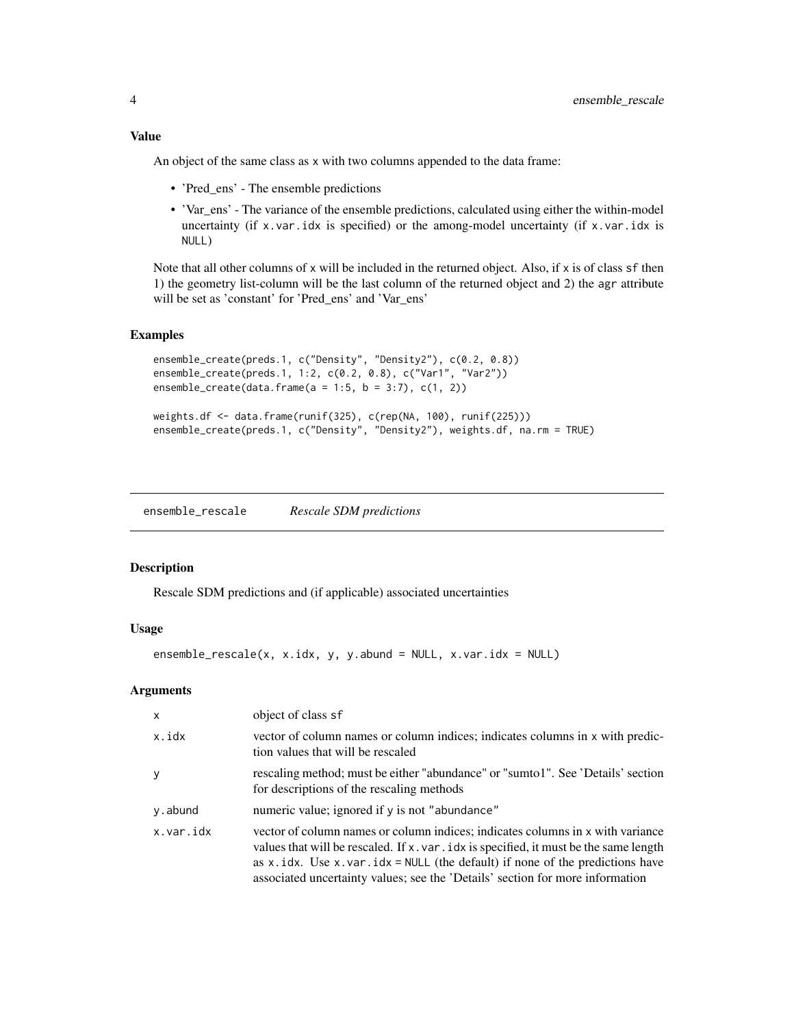### Value

An object of the same class as x with two columns appended to the data frame:

- 'Pred_ens' - The ensemble predictions
- 'Var_ens' - The variance of the ensemble predictions, calculated using either the within-model uncertainty (if `x.var.idx` is specified) or the among-model uncertainty (if `x.var.idx` is `NULL`)

Note that all other columns of x will be included in the returned object. Also, if x is of class `sf` then 1) the geometry list-column will be the last column of the returned object and 2) the `agr` attribute will be set as 'constant' for 'Pred_ens' and 'Var_ens'

### Examples

```
ensemble_create(preds.1, c("Density", "Density2"), c(0.2, 0.8))
ensemble_create(preds.1, 1:2, c(0.2, 0.8), c("Var1", "Var2"))
ensemble_create(data.frame(a = 1:5, b = 3:7), c(1, 2))

weights.df <- data.frame(runif(325), c(rep(NA, 100), runif(225)))
ensemble_create(preds.1, c("Density", "Density2"), weights.df, na.rm = TRUE)
```

---

## `ensemble_rescale` *Rescale SDM predictions*

### Description

Rescale SDM predictions and (if applicable) associated uncertainties

### Usage

```
ensemble_rescale(x, x.idx, y, y.abund = NULL, x.var.idx = NULL)
```

### Arguments

| | |
|---|---|
| x | object of class `sf` |
| x.idx | vector of column names or column indices; indicates columns in x with prediction values that will be rescaled |
| y | rescaling method; must be either "abundance" or "sumto1". See 'Details' section for descriptions of the rescaling methods |
| y.abund | numeric value; ignored if y is not "abundance" |
| x.var.idx | vector of column names or column indices; indicates columns in x with variance values that will be rescaled. If `x.var.idx` is specified, it must be the same length as `x.idx`. Use `x.var.idx = NULL` (the default) if none of the predictions have associated uncertainty values; see the 'Details' section for more information |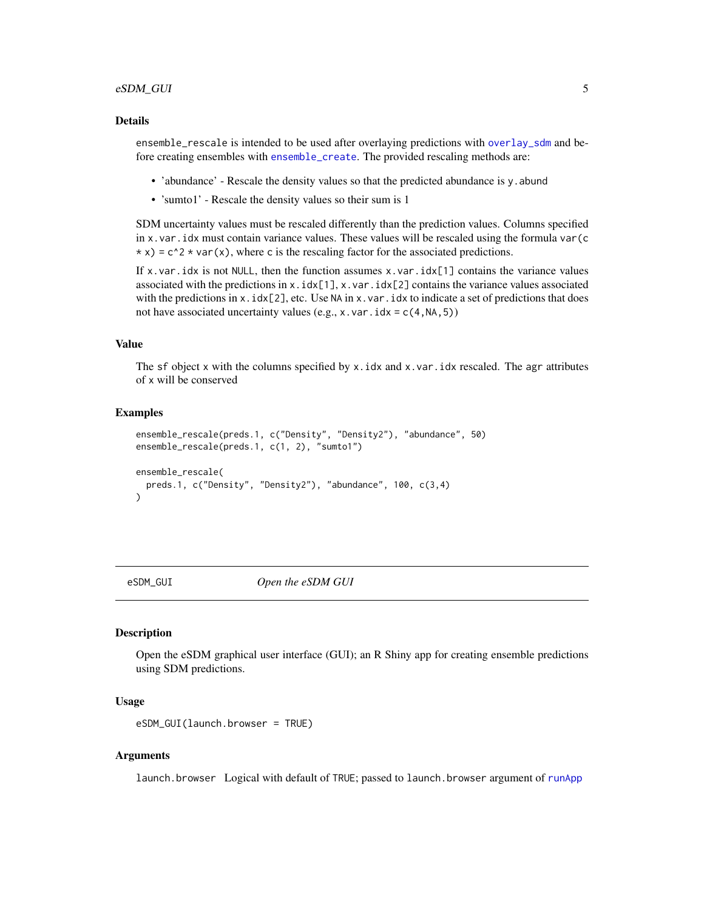### Details

`ensemble_rescale` is intended to be used after overlaying predictions with `overlay_sdm` and before creating ensembles with `ensemble_create`. The provided rescaling methods are:

- 'abundance' - Rescale the density values so that the predicted abundance is `y.abund`
- 'sumto1' - Rescale the density values so their sum is 1

SDM uncertainty values must be rescaled differently than the prediction values. Columns specified in `x.var.idx` must contain variance values. These values will be rescaled using the formula `var(c * x) = c^2 * var(x)`, where `c` is the rescaling factor for the associated predictions.

If `x.var.idx` is not `NULL`, then the function assumes `x.var.idx[1]` contains the variance values associated with the predictions in `x.idx[1]`, `x.var.idx[2]` contains the variance values associated with the predictions in `x.idx[2]`, etc. Use `NA` in `x.var.idx` to indicate a set of predictions that does not have associated uncertainty values (e.g., `x.var.idx = c(4,NA,5)`)

### Value

The `sf` object `x` with the columns specified by `x.idx` and `x.var.idx` rescaled. The `agr` attributes of `x` will be conserved

### Examples

```
ensemble_rescale(preds.1, c("Density", "Density2"), "abundance", 50)
ensemble_rescale(preds.1, c(1, 2), "sumto1")

ensemble_rescale(
  preds.1, c("Density", "Density2"), "abundance", 100, c(3,4)
)
```

---

## eSDM_GUI — *Open the eSDM GUI*

### Description

Open the eSDM graphical user interface (GUI); an R Shiny app for creating ensemble predictions using SDM predictions.

### Usage

```
eSDM_GUI(launch.browser = TRUE)
```

### Arguments

`launch.browser` Logical with default of `TRUE`; passed to `launch.browser` argument of `runApp`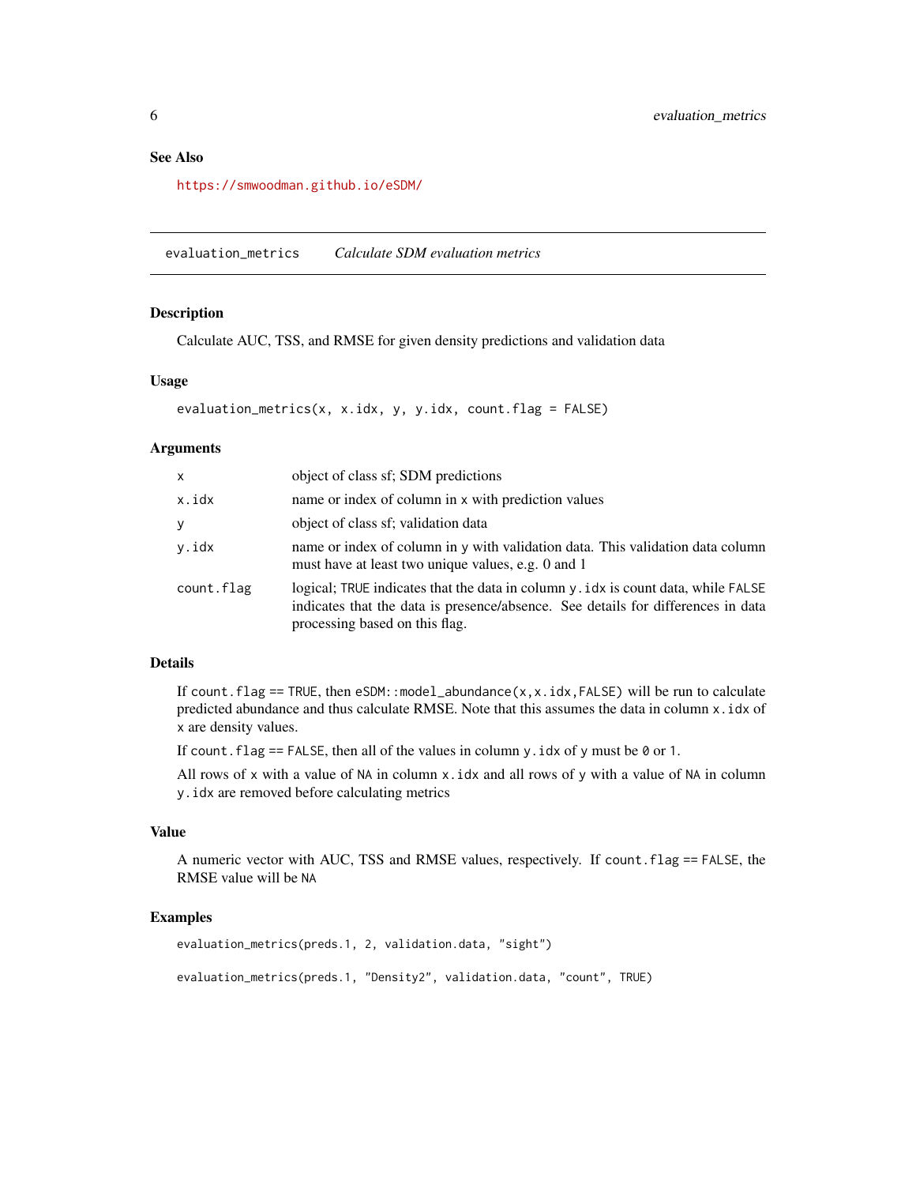## See Also

https://smwoodman.github.io/eSDM/

---

## evaluation_metrics *Calculate SDM evaluation metrics*

### Description

Calculate AUC, TSS, and RMSE for given density predictions and validation data

### Usage

```
evaluation_metrics(x, x.idx, y, y.idx, count.flag = FALSE)
```

### Arguments

| | |
|---|---|
| `x` | object of class sf; SDM predictions |
| `x.idx` | name or index of column in `x` with prediction values |
| `y` | object of class sf; validation data |
| `y.idx` | name or index of column in `y` with validation data. This validation data column must have at least two unique values, e.g. 0 and 1 |
| `count.flag` | logical; `TRUE` indicates that the data in column `y.idx` is count data, while `FALSE` indicates that the data is presence/absence. See details for differences in data processing based on this flag. |

### Details

If `count.flag` == `TRUE`, then `eSDM::model_abundance(x,x.idx,FALSE)` will be run to calculate predicted abundance and thus calculate RMSE. Note that this assumes the data in column `x.idx` of `x` are density values.

If `count.flag` == `FALSE`, then all of the values in column `y.idx` of `y` must be `0` or `1`.

All rows of `x` with a value of `NA` in column `x.idx` and all rows of `y` with a value of `NA` in column `y.idx` are removed before calculating metrics

### Value

A numeric vector with AUC, TSS and RMSE values, respectively. If `count.flag` == `FALSE`, the RMSE value will be `NA`

### Examples

```
evaluation_metrics(preds.1, 2, validation.data, "sight")

evaluation_metrics(preds.1, "Density2", validation.data, "count", TRUE)
```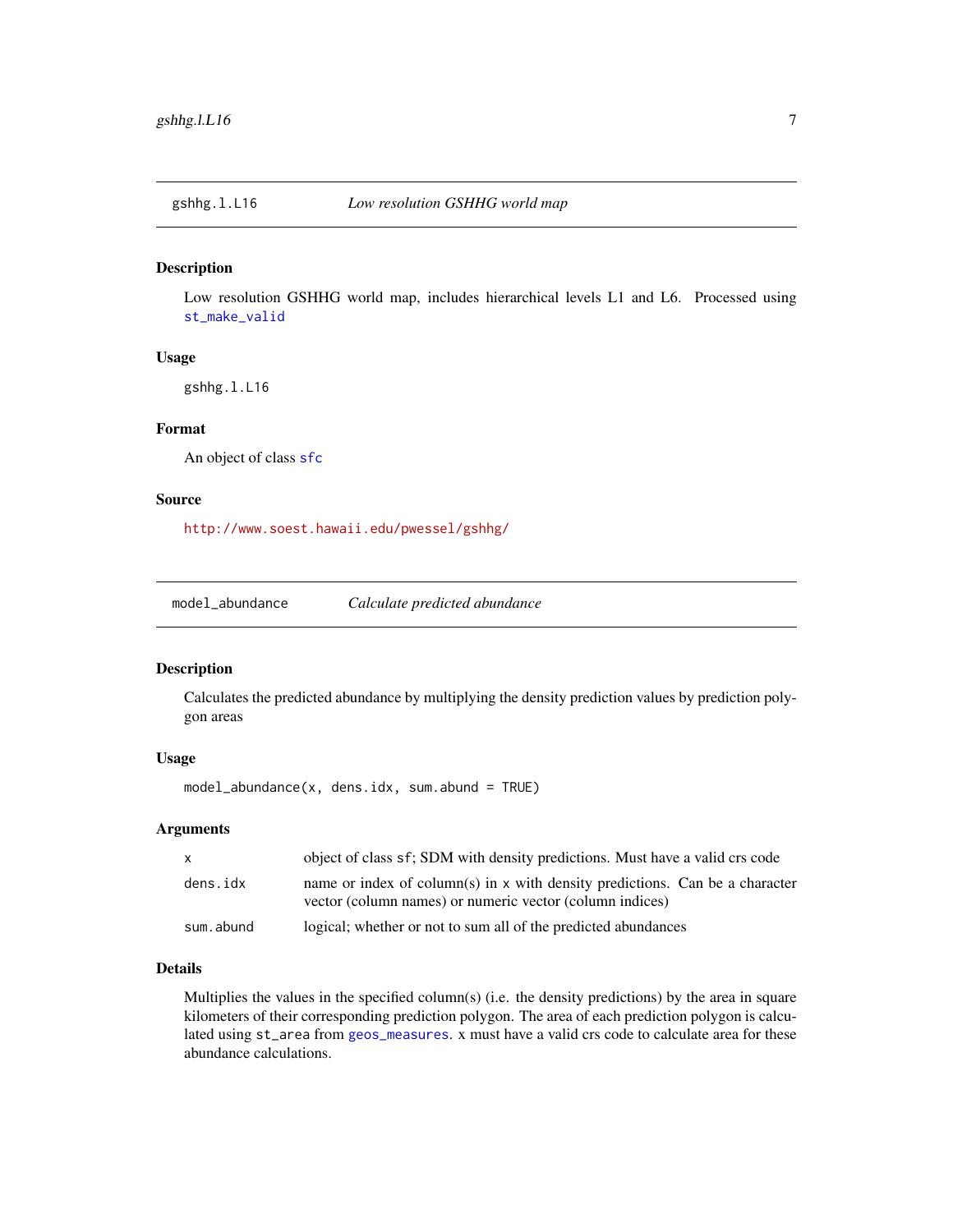## gshhg.l.L16 *Low resolution GSHHG world map*

### Description

Low resolution GSHHG world map, includes hierarchical levels L1 and L6. Processed using `st_make_valid`

### Usage

```
gshhg.l.L16
```

### Format

An object of class `sfc`

### Source

http://www.soest.hawaii.edu/pwessel/gshhg/

## model_abundance *Calculate predicted abundance*

### Description

Calculates the predicted abundance by multiplying the density prediction values by prediction polygon areas

### Usage

```
model_abundance(x, dens.idx, sum.abund = TRUE)
```

### Arguments

| | |
|---|---|
| `x` | object of class `sf`; SDM with density predictions. Must have a valid crs code |
| `dens.idx` | name or index of column(s) in `x` with density predictions. Can be a character vector (column names) or numeric vector (column indices) |
| `sum.abund` | logical; whether or not to sum all of the predicted abundances |

### Details

Multiplies the values in the specified column(s) (i.e. the density predictions) by the area in square kilometers of their corresponding prediction polygon. The area of each prediction polygon is calculated using `st_area` from `geos_measures`. `x` must have a valid crs code to calculate area for these abundance calculations.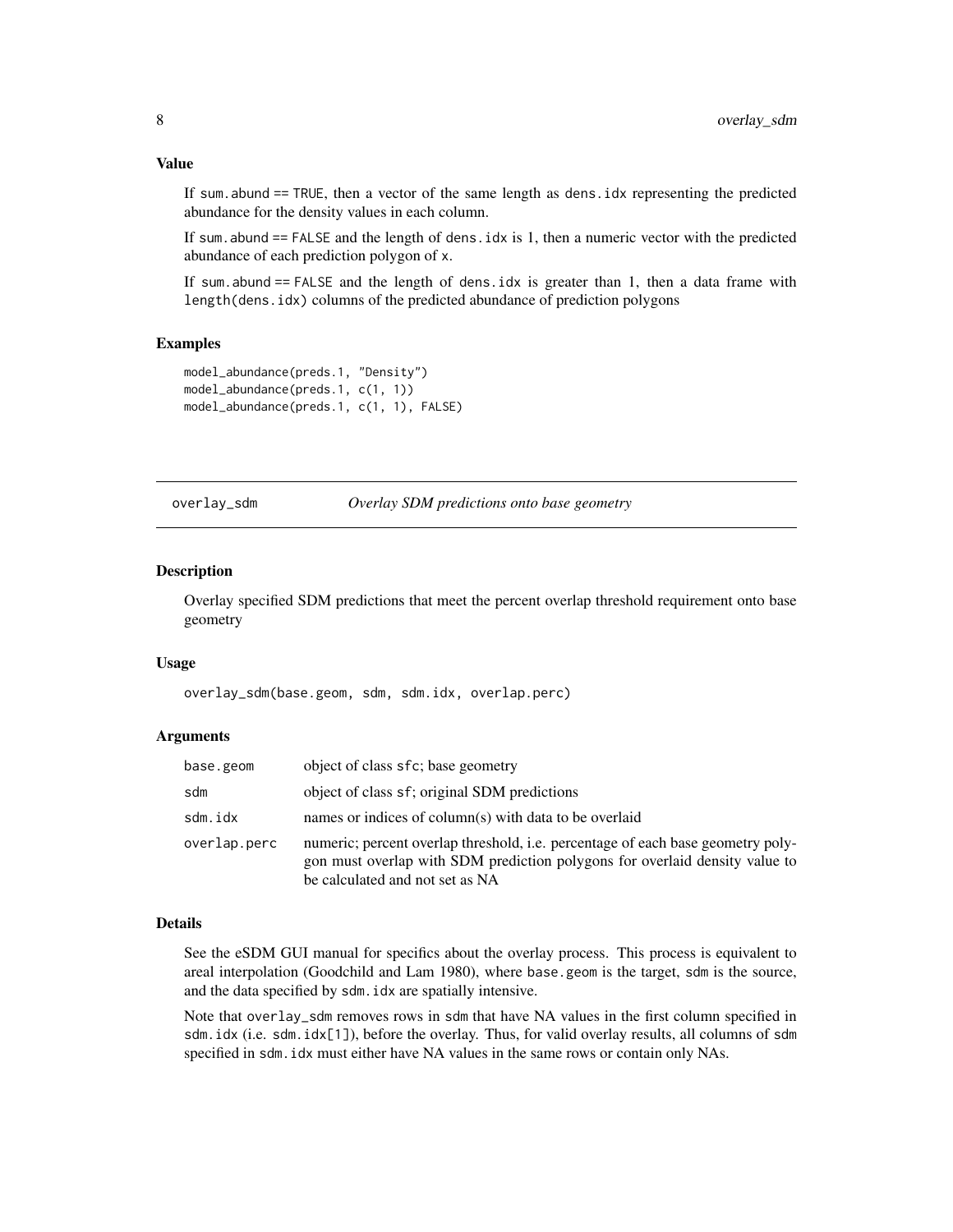### Value

If `sum.abund == TRUE`, then a vector of the same length as `dens.idx` representing the predicted abundance for the density values in each column.

If `sum.abund == FALSE` and the length of `dens.idx` is 1, then a numeric vector with the predicted abundance of each prediction polygon of `x`.

If `sum.abund == FALSE` and the length of `dens.idx` is greater than 1, then a data frame with `length(dens.idx)` columns of the predicted abundance of prediction polygons

### Examples

```
model_abundance(preds.1, "Density")
model_abundance(preds.1, c(1, 1))
model_abundance(preds.1, c(1, 1), FALSE)
```

---

## overlay_sdm — *Overlay SDM predictions onto base geometry*

---

### Description

Overlay specified SDM predictions that meet the percent overlap threshold requirement onto base geometry

### Usage

```
overlay_sdm(base.geom, sdm, sdm.idx, overlap.perc)
```

### Arguments

| | |
|---|---|
| `base.geom` | object of class `sfc`; base geometry |
| `sdm` | object of class `sf`; original SDM predictions |
| `sdm.idx` | names or indices of column(s) with data to be overlaid |
| `overlap.perc` | numeric; percent overlap threshold, i.e. percentage of each base geometry polygon must overlap with SDM prediction polygons for overlaid density value to be calculated and not set as NA |

### Details

See the eSDM GUI manual for specifics about the overlay process. This process is equivalent to areal interpolation (Goodchild and Lam 1980), where `base.geom` is the target, `sdm` is the source, and the data specified by `sdm.idx` are spatially intensive.

Note that `overlay_sdm` removes rows in `sdm` that have NA values in the first column specified in `sdm.idx` (i.e. `sdm.idx[1]`), before the overlay. Thus, for valid overlay results, all columns of `sdm` specified in `sdm.idx` must either have NA values in the same rows or contain only NAs.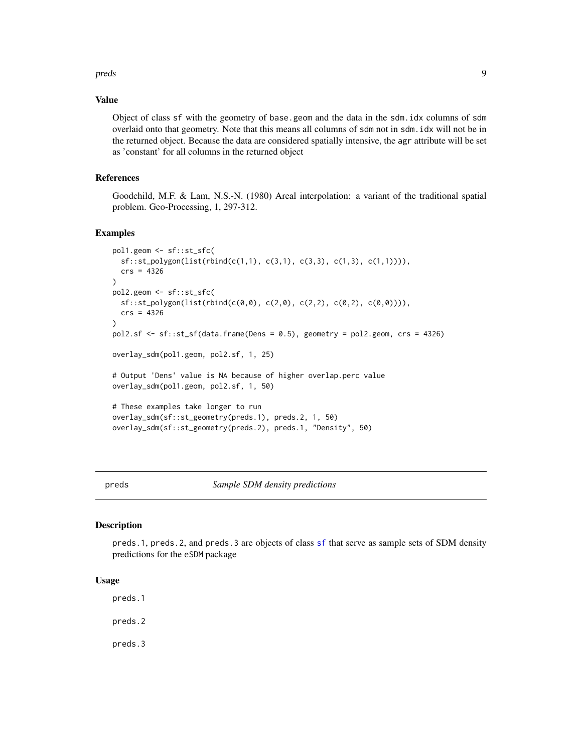### Value

Object of class sf with the geometry of base.geom and the data in the sdm.idx columns of sdm overlaid onto that geometry. Note that this means all columns of sdm not in sdm.idx will not be in the returned object. Because the data are considered spatially intensive, the agr attribute will be set as 'constant' for all columns in the returned object

### References

Goodchild, M.F. & Lam, N.S.-N. (1980) Areal interpolation: a variant of the traditional spatial problem. Geo-Processing, 1, 297-312.

### Examples

```
pol1.geom <- sf::st_sfc(
  sf::st_polygon(list(rbind(c(1,1), c(3,1), c(3,3), c(1,3), c(1,1)))),
  crs = 4326
)
pol2.geom <- sf::st_sfc(
  sf::st_polygon(list(rbind(c(0,0), c(2,0), c(2,2), c(0,2), c(0,0)))),
  crs = 4326
)
pol2.sf <- sf::st_sf(data.frame(Dens = 0.5), geometry = pol2.geom, crs = 4326)

overlay_sdm(pol1.geom, pol2.sf, 1, 25)

# Output 'Dens' value is NA because of higher overlap.perc value
overlay_sdm(pol1.geom, pol2.sf, 1, 50)

# These examples take longer to run
overlay_sdm(sf::st_geometry(preds.1), preds.2, 1, 50)
overlay_sdm(sf::st_geometry(preds.2), preds.1, "Density", 50)
```

---

## preds — *Sample SDM density predictions*

### Description

preds.1, preds.2, and preds.3 are objects of class sf that serve as sample sets of SDM density predictions for the eSDM package

### Usage

```
preds.1

preds.2

preds.3
```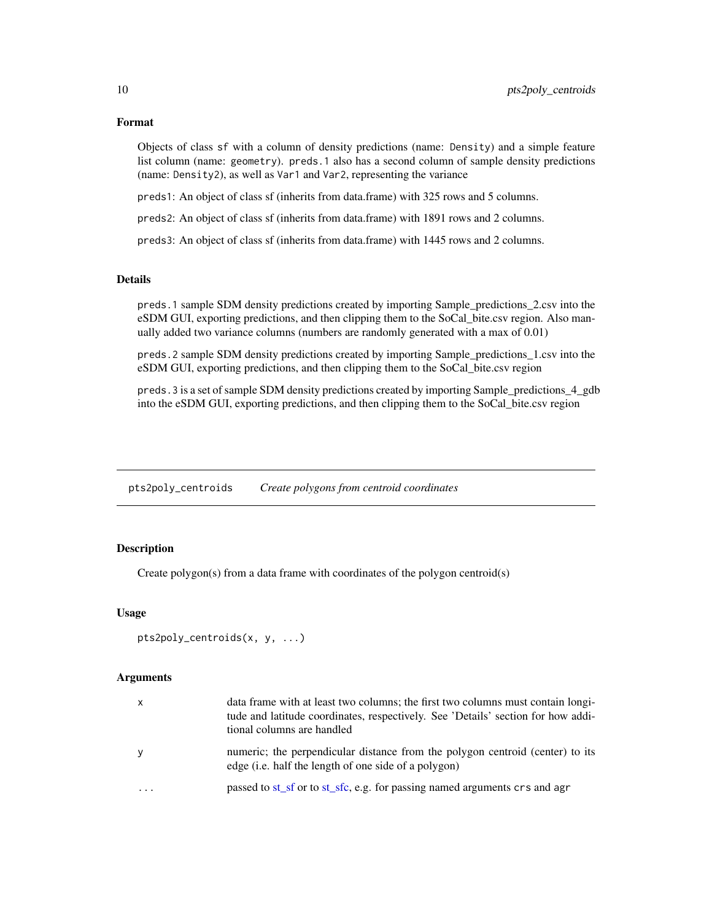### Format

Objects of class `sf` with a column of density predictions (name: `Density`) and a simple feature list column (name: `geometry`). `preds.1` also has a second column of sample density predictions (name: `Density2`), as well as `Var1` and `Var2`, representing the variance

`preds1`: An object of class sf (inherits from data.frame) with 325 rows and 5 columns.

`preds2`: An object of class sf (inherits from data.frame) with 1891 rows and 2 columns.

`preds3`: An object of class sf (inherits from data.frame) with 1445 rows and 2 columns.

### Details

`preds.1` sample SDM density predictions created by importing Sample_predictions_2.csv into the eSDM GUI, exporting predictions, and then clipping them to the SoCal_bite.csv region. Also manually added two variance columns (numbers are randomly generated with a max of 0.01)

`preds.2` sample SDM density predictions created by importing Sample_predictions_1.csv into the eSDM GUI, exporting predictions, and then clipping them to the SoCal_bite.csv region

`preds.3` is a set of sample SDM density predictions created by importing Sample_predictions_4_gdb into the eSDM GUI, exporting predictions, and then clipping them to the SoCal_bite.csv region

---

## pts2poly_centroids — *Create polygons from centroid coordinates*

### Description

Create polygon(s) from a data frame with coordinates of the polygon centroid(s)

### Usage

```
pts2poly_centroids(x, y, ...)
```

### Arguments

| | |
|---|---|
| `x` | data frame with at least two columns; the first two columns must contain longitude and latitude coordinates, respectively. See 'Details' section for how additional columns are handled |
| `y` | numeric; the perpendicular distance from the polygon centroid (center) to its edge (i.e. half the length of one side of a polygon) |
| `...` | passed to st_sf or to st_sfc, e.g. for passing named arguments `crs` and `agr` |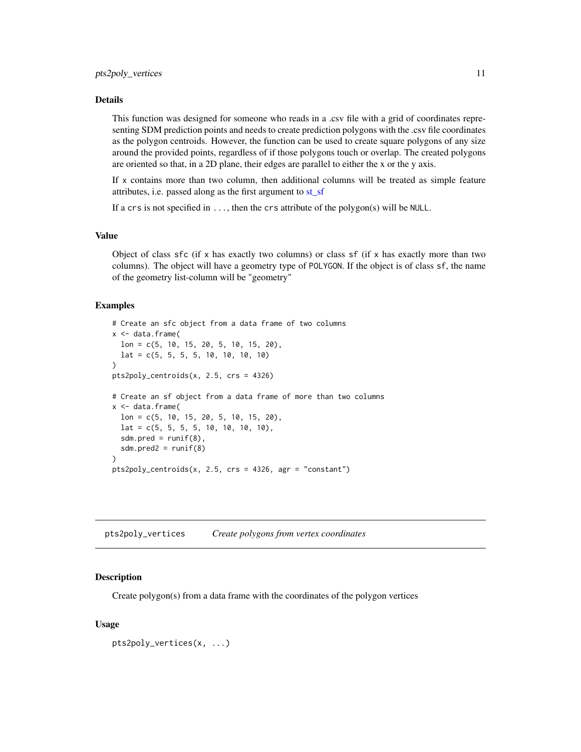## Details

This function was designed for someone who reads in a .csv file with a grid of coordinates representing SDM prediction points and needs to create prediction polygons with the .csv file coordinates as the polygon centroids. However, the function can be used to create square polygons of any size around the provided points, regardless of if those polygons touch or overlap. The created polygons are oriented so that, in a 2D plane, their edges are parallel to either the x or the y axis.

If `x` contains more than two column, then additional columns will be treated as simple feature attributes, i.e. passed along as the first argument to st_sf

If a `crs` is not specified in `...`, then the `crs` attribute of the polygon(s) will be `NULL`.

## Value

Object of class `sfc` (if `x` has exactly two columns) or class `sf` (if `x` has exactly more than two columns). The object will have a geometry type of `POLYGON`. If the object is of class `sf`, the name of the geometry list-column will be "geometry"

## Examples

```
# Create an sfc object from a data frame of two columns
x <- data.frame(
  lon = c(5, 10, 15, 20, 5, 10, 15, 20),
  lat = c(5, 5, 5, 5, 10, 10, 10, 10)
)
pts2poly_centroids(x, 2.5, crs = 4326)

# Create an sf object from a data frame of more than two columns
x <- data.frame(
  lon = c(5, 10, 15, 20, 5, 10, 15, 20),
  lat = c(5, 5, 5, 5, 10, 10, 10, 10),
  sdm.pred = runif(8),
  sdm.pred2 = runif(8)
)
pts2poly_centroids(x, 2.5, crs = 4326, agr = "constant")
```

---

# pts2poly_vertices    *Create polygons from vertex coordinates*

## Description

Create polygon(s) from a data frame with the coordinates of the polygon vertices

## Usage

```
pts2poly_vertices(x, ...)
```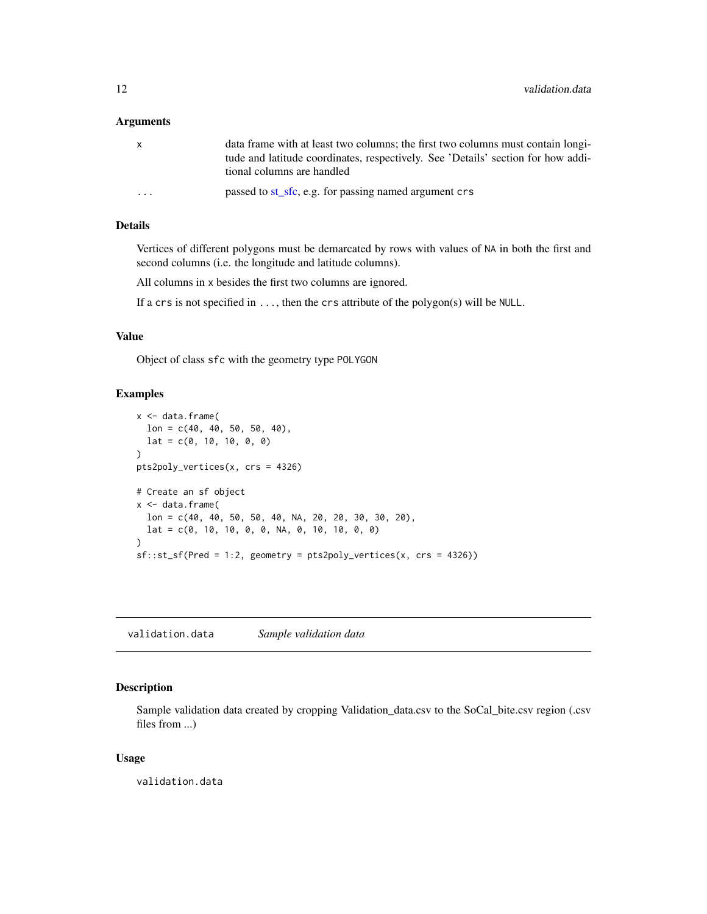### Arguments

| | |
|---|---|
| x | data frame with at least two columns; the first two columns must contain longitude and latitude coordinates, respectively. See 'Details' section for how additional columns are handled |
| ... | passed to st_sfc, e.g. for passing named argument `crs` |

### Details

Vertices of different polygons must be demarcated by rows with values of `NA` in both the first and second columns (i.e. the longitude and latitude columns).

All columns in `x` besides the first two columns are ignored.

If a `crs` is not specified in `...`, then the `crs` attribute of the polygon(s) will be `NULL`.

### Value

Object of class `sfc` with the geometry type `POLYGON`

### Examples

```
x <- data.frame(
  lon = c(40, 40, 50, 50, 40),
  lat = c(0, 10, 10, 0, 0)
)
pts2poly_vertices(x, crs = 4326)

# Create an sf object
x <- data.frame(
  lon = c(40, 40, 50, 50, 40, NA, 20, 20, 30, 30, 20),
  lat = c(0, 10, 10, 0, 0, NA, 0, 10, 10, 0, 0)
)
sf::st_sf(Pred = 1:2, geometry = pts2poly_vertices(x, crs = 4326))
```

---

## validation.data *Sample validation data*

### Description

Sample validation data created by cropping Validation_data.csv to the SoCal_bite.csv region (.csv files from ...)

### Usage

```
validation.data
```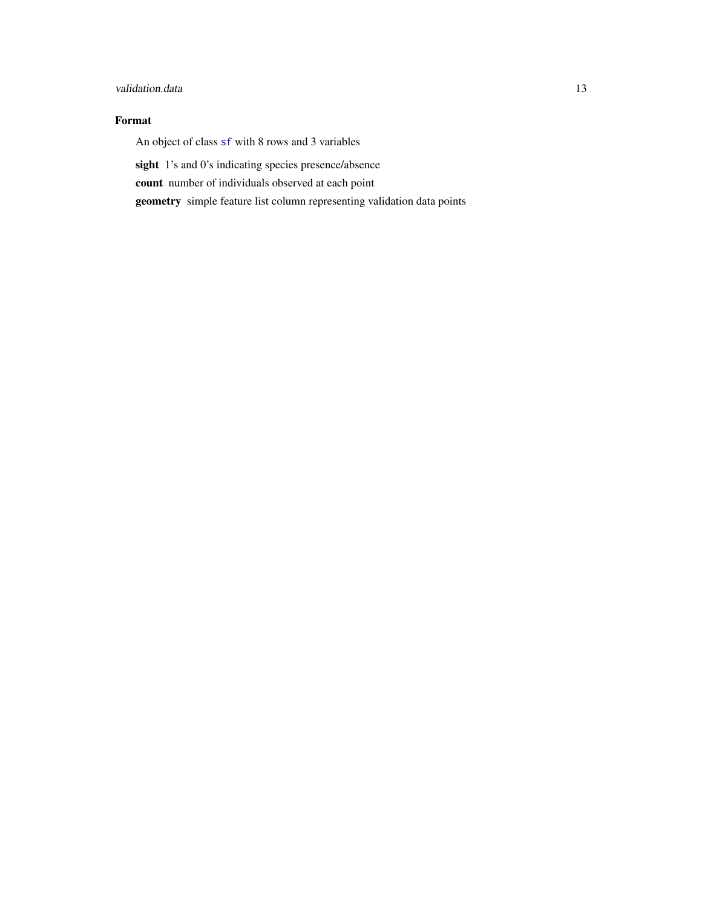## Format

An object of class `sf` with 8 rows and 3 variables

**sight** 1's and 0's indicating species presence/absence

**count** number of individuals observed at each point

**geometry** simple feature list column representing validation data points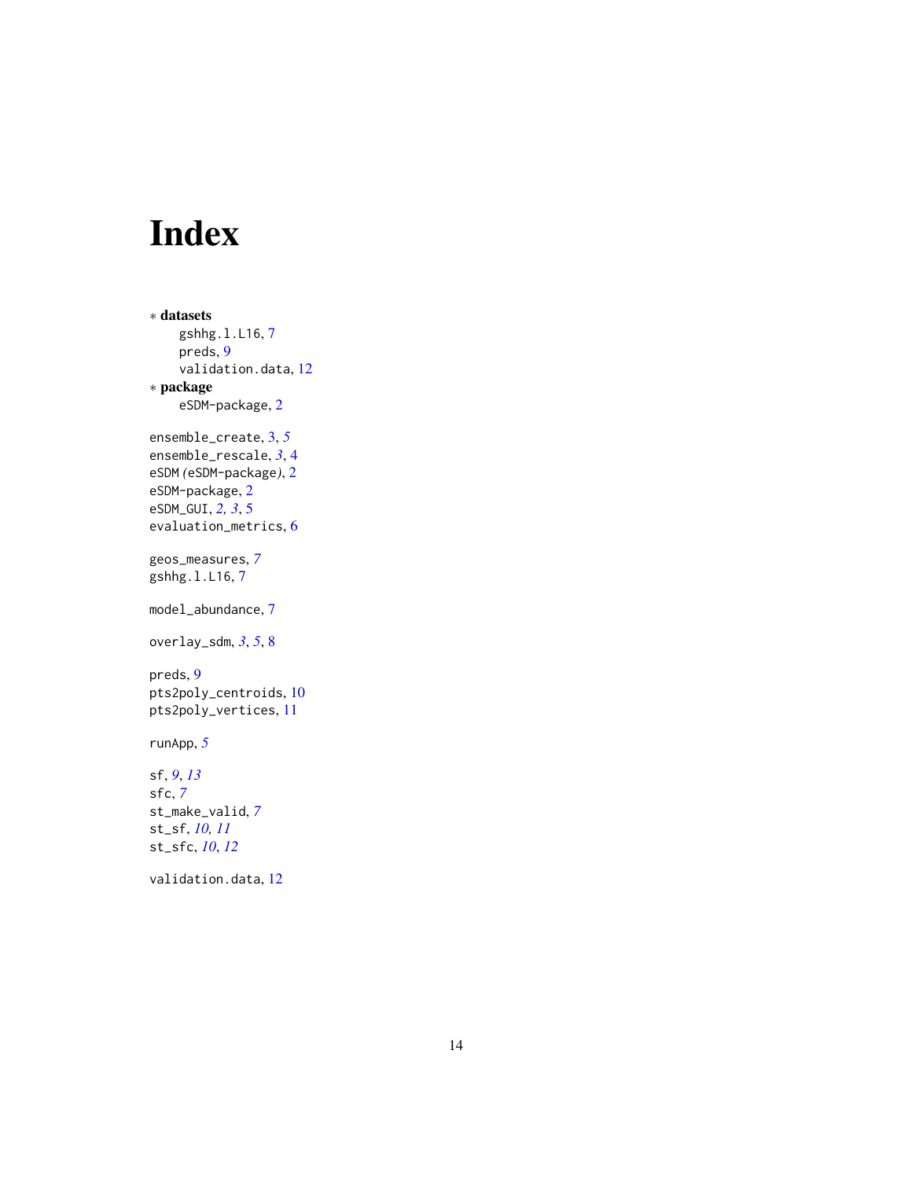# Index

∗ **datasets**
  gshhg.l.L16, 7
  preds, 9
  validation.data, 12

∗ **package**
  eSDM-package, 2

ensemble_create, 3, *5*
ensemble_rescale, *3*, 4
eSDM (eSDM-package), 2
eSDM-package, 2
eSDM_GUI, *2, 3*, 5
evaluation_metrics, 6

geos_measures, *7*
gshhg.l.L16, 7

model_abundance, 7

overlay_sdm, *3*, *5*, 8

preds, 9
pts2poly_centroids, 10
pts2poly_vertices, 11

runApp, *5*

sf, *9*, *13*
sfc, *7*
st_make_valid, *7*
st_sf, *10, 11*
st_sfc, *10*, *12*

validation.data, 12